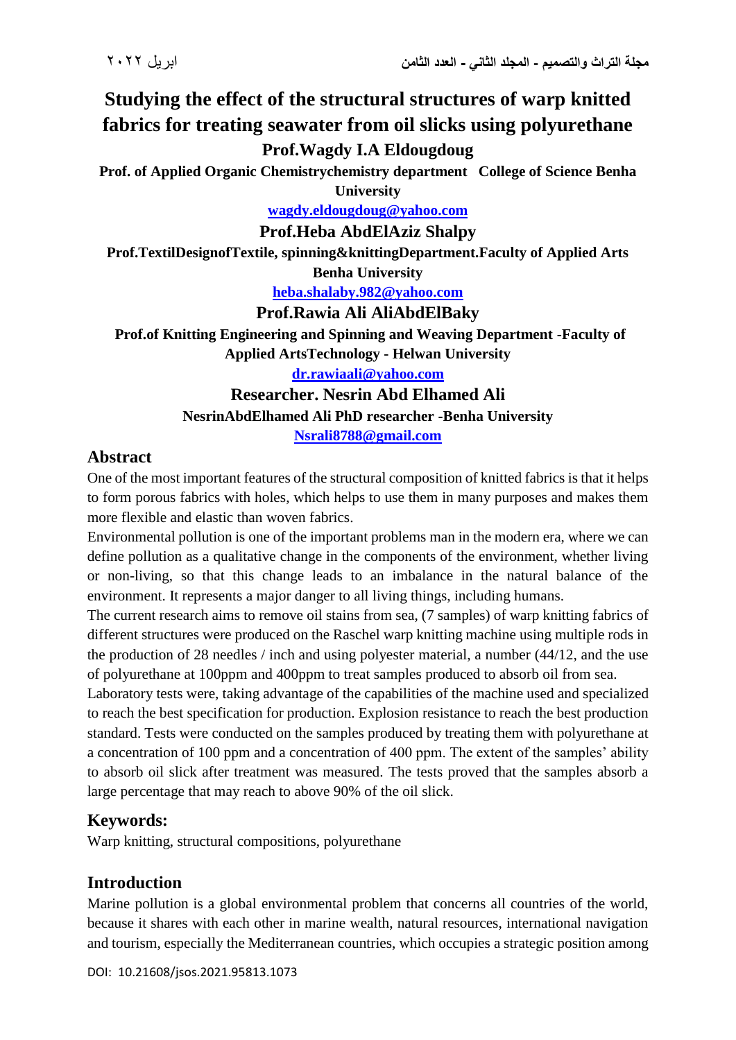# Studying the effect of the structural structures of warp knitted fabrics for treating seawater from oil slicks using polyurethane

**Prof.Wagdy I.A Eldougdoug**

**Prof. of Applied Organic Chemistrychemistry department College of Science Benha University**

**wagdy.eldougdoug@yahoo.com**

**Prof.Heba AbdElAziz Shalpy**

**Prof.TextilDesignofTextile, spinning&knittingDepartment.Faculty of Applied Arts Benha University**

**heba.shalaby.982@yahoo.com**

**Prof.Rawia Ali AliAbdElBaky**

**Prof.of Knitting Engineering and Spinning and Weaving Department -Faculty of Applied ArtsTechnology - Helwan University**

**dr.rawiaali@yahoo.com**

**Researcher. Nesrin Abd Elhamed Ali**

**NesrinAbdElhamed Ali PhD researcher -Benha University**

**Nsrali8788@gmail.com**

## Abstract

One of the most important features of the structural composition of knitted fabrics is that it helps to form porous fabrics with holes, which helps to use them in many purposes and makes them more flexible and elastic than woven fabrics.

Environmental pollution is one of the important problems man in the modern era, where we can define pollution as a qualitative change in the components of the environment, whether living or non-living, so that this change leads to an imbalance in the natural balance of the environment. It represents a major danger to all living things, including humans.

The current research aims to remove oil stains from sea, (7 samples) of warp knitting fabrics of different structures were produced on the Raschel warp knitting machine using multiple rods in the production of 28 needles / inch and using polyester material, a number (44/12, and the use of polyurethane at 100ppm and 400ppm to treat samples produced to absorb oil from sea.

Laboratory tests were, taking advantage of the capabilities of the machine used and specialized to reach the best specification for production. Explosion resistance to reach the best production standard. Tests were conducted on the samples produced by treating them with polyurethane at a concentration of 100 ppm and a concentration of 400 ppm. The extent of the samples' ability to absorb oil slick after treatment was measured. The tests proved that the samples absorb a large percentage that may reach to above 90% of the oil slick.

## Keywords:

Warp knitting, structural compositions, polyurethane

## Introduction

Marine pollution is a global environmental problem that concerns all countries of the world, because it shares with each other in marine wealth, natural resources, international navigation and tourism, especially the Mediterranean countries, which occupies a strategic position among

DOI: 10.21608/jsos.2021.95813.1073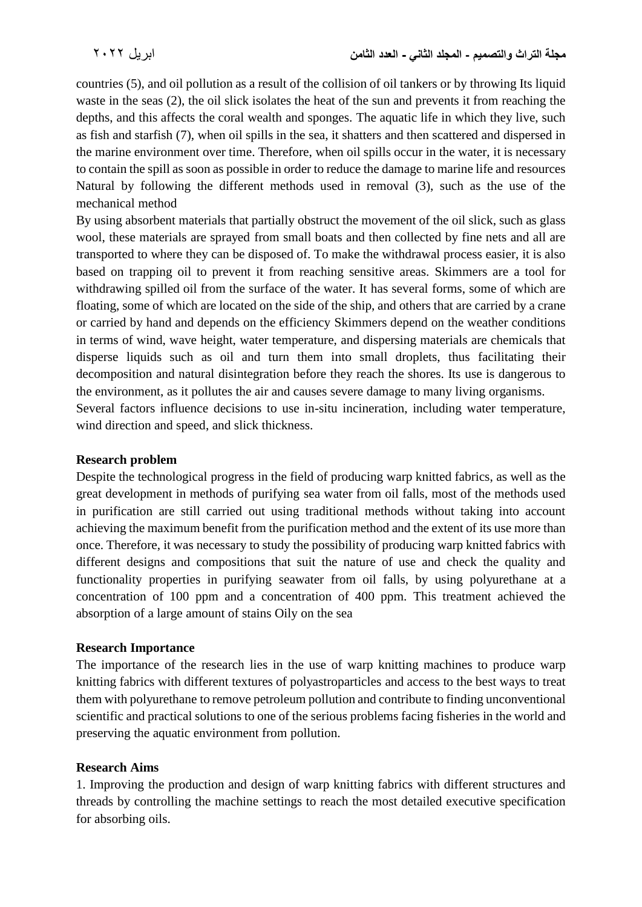countries (5), and oil pollution as a result of the collision of oil tankers or by throwing Its liquid waste in the seas (2), the oil slick isolates the heat of the sun and prevents it from reaching the depths, and this affects the coral wealth and sponges. The aquatic life in which they live, such as fish and starfish (7), when oil spills in the sea, it shatters and then scattered and dispersed in the marine environment over time. Therefore, when oil spills occur in the water, it is necessary to contain the spill as soon as possible in order to reduce the damage to marine life and resources Natural by following the different methods used in removal (3), such as the use of the mechanical method

By using absorbent materials that partially obstruct the movement of the oil slick, such as glass wool, these materials are sprayed from small boats and then collected by fine nets and all are transported to where they can be disposed of. To make the withdrawal process easier, it is also based on trapping oil to prevent it from reaching sensitive areas. Skimmers are a tool for withdrawing spilled oil from the surface of the water. It has several forms, some of which are floating, some of which are located on the side of the ship, and others that are carried by a crane or carried by hand and depends on the efficiency Skimmers depend on the weather conditions in terms of wind, wave height, water temperature, and dispersing materials are chemicals that disperse liquids such as oil and turn them into small droplets, thus facilitating their decomposition and natural disintegration before they reach the shores. Its use is dangerous to the environment, as it pollutes the air and causes severe damage to many living organisms.

Several factors influence decisions to use in-situ incineration, including water temperature, wind direction and speed, and slick thickness.

**Research problem**

Despite the technological progress in the field of producing warp knitted fabrics, as well as the great development in methods of purifying sea water from oil falls, most of the methods used in purification are still carried out using traditional methods without taking into account achieving the maximum benefit from the purification method and the extent of its use more than once. Therefore, it was necessary to study the possibility of producing warp knitted fabrics with different designs and compositions that suit the nature of use and check the quality and functionality properties in purifying seawater from oil falls, by using polyurethane at a concentration of 100 ppm and a concentration of 400 ppm. This treatment achieved the absorption of a large amount of stains Oily on the sea

**Research Importance**

The importance of the research lies in the use of warp knitting machines to produce warp knitting fabrics with different textures of polyastroparticles and access to the best ways to treat them with polyurethane to remove petroleum pollution and contribute to finding unconventional scientific and practical solutions to one of the serious problems facing fisheries in the world and preserving the aquatic environment from pollution.

**Research Aims**

1. Improving the production and design of warp knitting fabrics with different structures and threads by controlling the machine settings to reach the most detailed executive specification for absorbing oils.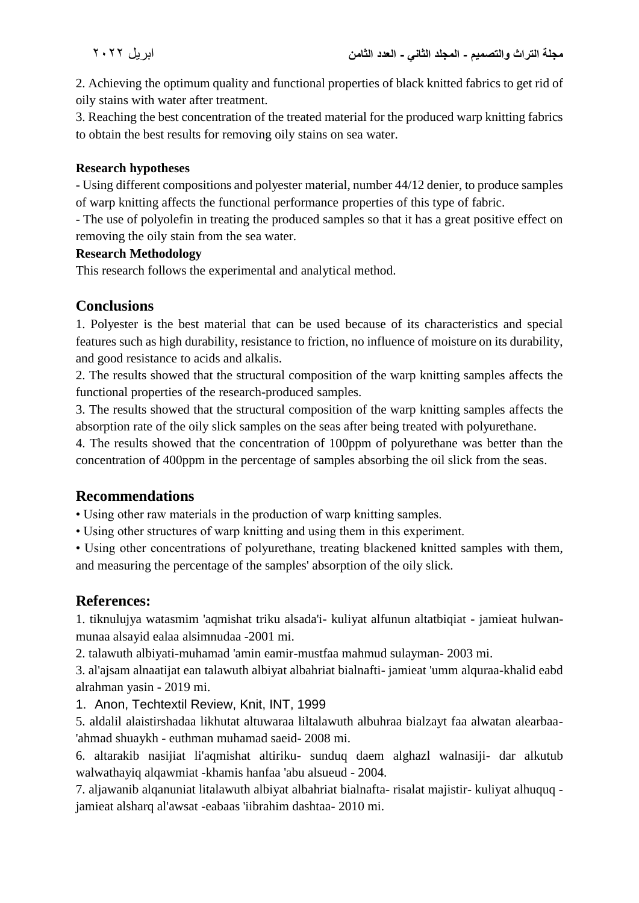2. Achieving the optimum quality and functional properties of black knitted fabrics to get rid of oily stains with water after treatment.

3. Reaching the best concentration of the treated material for the produced warp knitting fabrics to obtain the best results for removing oily stains on sea water.

**Research hypotheses**

- Using different compositions and polyester material, number 44/12 denier, to produce samples of warp knitting affects the functional performance properties of this type of fabric.
- The use of polyolefin in treating the produced samples so that it has a great positive effect on removing the oily stain from the sea water.

**Research Methodology**

This research follows the experimental and analytical method.

## Conclusions

1. Polyester is the best material that can be used because of its characteristics and special features such as high durability, resistance to friction, no influence of moisture on its durability, and good resistance to acids and alkalis.
2. The results showed that the structural composition of the warp knitting samples affects the functional properties of the research-produced samples.
3. The results showed that the structural composition of the warp knitting samples affects the absorption rate of the oily slick samples on the seas after being treated with polyurethane.
4. The results showed that the concentration of 100ppm of polyurethane was better than the concentration of 400ppm in the percentage of samples absorbing the oil slick from the seas.

## Recommendations

- Using other raw materials in the production of warp knitting samples.
- Using other structures of warp knitting and using them in this experiment.
- Using other concentrations of polyurethane, treating blackened knitted samples with them, and measuring the percentage of the samples' absorption of the oily slick.

## References:

1. tiknulujya watasmim 'aqmishat triku alsada'i- kuliyat alfunun altatbiqiat - jamieat hulwan- munaa alsayid ealaa alsimnudaa -2001 mi.
2. talawuth albiyati-muhamad 'amin eamir-mustfaa mahmud sulayman- 2003 mi.
3. al'ajsam alnaatijat ean talawuth albiyat albahriat bialnafti- jamieat 'umm alquraa-khalid eabd alrahman yasin - 2019 mi.
1. Anon, Techtextil Review, Knit, INT, 1999
5. aldalil alaistirshadaa likhutat altuwaraa liltalawuth albuhraa bialzayt faa alwatan alearbaa- 'ahmad shuaykh - euthman muhamad saeid- 2008 mi.
6. altarakib nasijiat li'aqmishat altiriku- sunduq daem alghazl walnasiji- dar alkutub walwathayiq alqawmiat -khamis hanfaa 'abu alsueud - 2004.
7. aljawanib alqanuniat litalawuth albiyat albahriat bialnafta- risalat majistir- kuliyat alhuquq - jamieat alsharq al'awsat -eabaas 'iibrahim dashtaa- 2010 mi.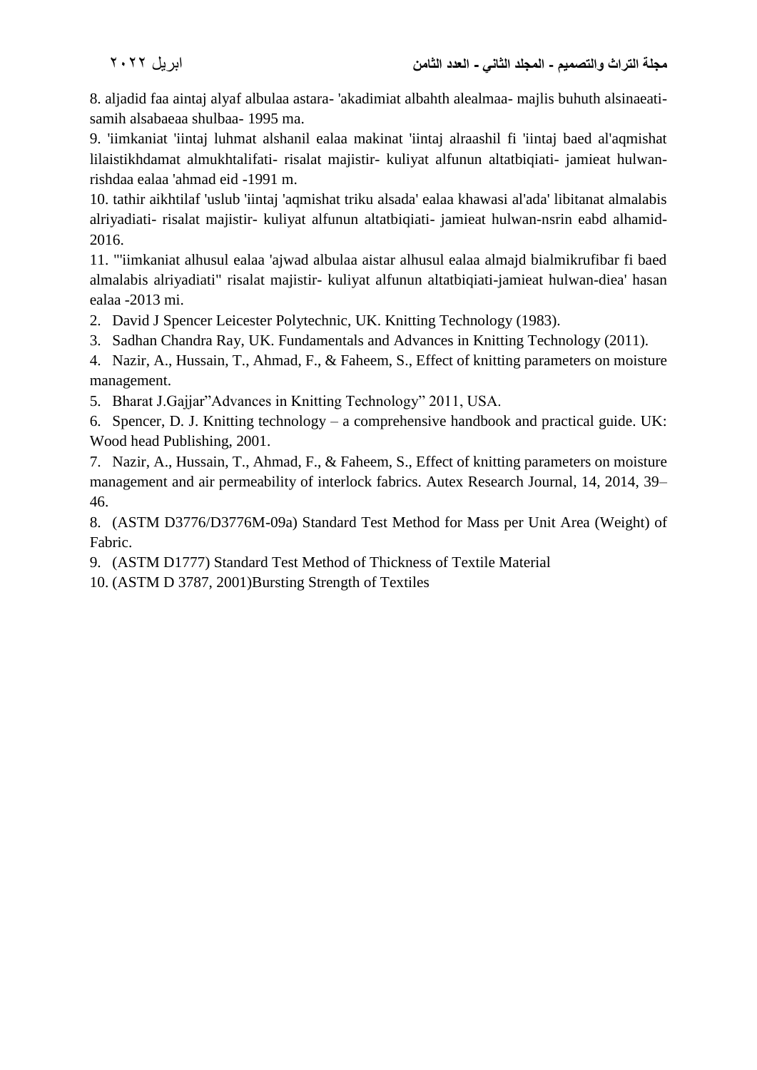8. aljadid faa aintaj alyaf albulaa astara- 'akadimiat albahth alealmaa- majlis buhuth alsinaeati-samih alsabaeaa shulbaa- 1995 ma.

9. 'iimkaniat 'iintaj luhmat alshanil ealaa makinat 'iintaj alraashil fi 'iintaj baed al'aqmishat lilaistikhdamat almukhtalifati- risalat majistir- kuliyat alfunun altatbiqiati- jamieat hulwan-rishdaa ealaa 'ahmad eid -1991 m.

10. tathir aikhtilaf 'uslub 'iintaj 'aqmishat triku alsada' ealaa khawasi al'ada' libitanat almalabis alriyadiati- risalat majistir- kuliyat alfunun altatbiqiati- jamieat hulwan-nsrin eabd alhamid-2016.

11. "'iimkaniat alhusul ealaa 'ajwad albulaa aistar alhusul ealaa almajd bialmikrufibar fi baed almalabis alriyadiati" risalat majistir- kuliyat alfunun altatbiqiati-jamieat hulwan-diea' hasan ealaa -2013 mi.

2. David J Spencer Leicester Polytechnic, UK. Knitting Technology (1983).

3. Sadhan Chandra Ray, UK. Fundamentals and Advances in Knitting Technology (2011).

4. Nazir, A., Hussain, T., Ahmad, F., & Faheem, S., Effect of knitting parameters on moisture management.

5. Bharat J.Gajjar"Advances in Knitting Technology" 2011, USA.

6. Spencer, D. J. Knitting technology – a comprehensive handbook and practical guide. UK: Wood head Publishing, 2001.

7. Nazir, A., Hussain, T., Ahmad, F., & Faheem, S., Effect of knitting parameters on moisture management and air permeability of interlock fabrics. Autex Research Journal, 14, 2014, 39–46.

8. (ASTM D3776/D3776M-09a) Standard Test Method for Mass per Unit Area (Weight) of Fabric.

9. (ASTM D1777) Standard Test Method of Thickness of Textile Material

10. (ASTM D 3787, 2001)Bursting Strength of Textiles